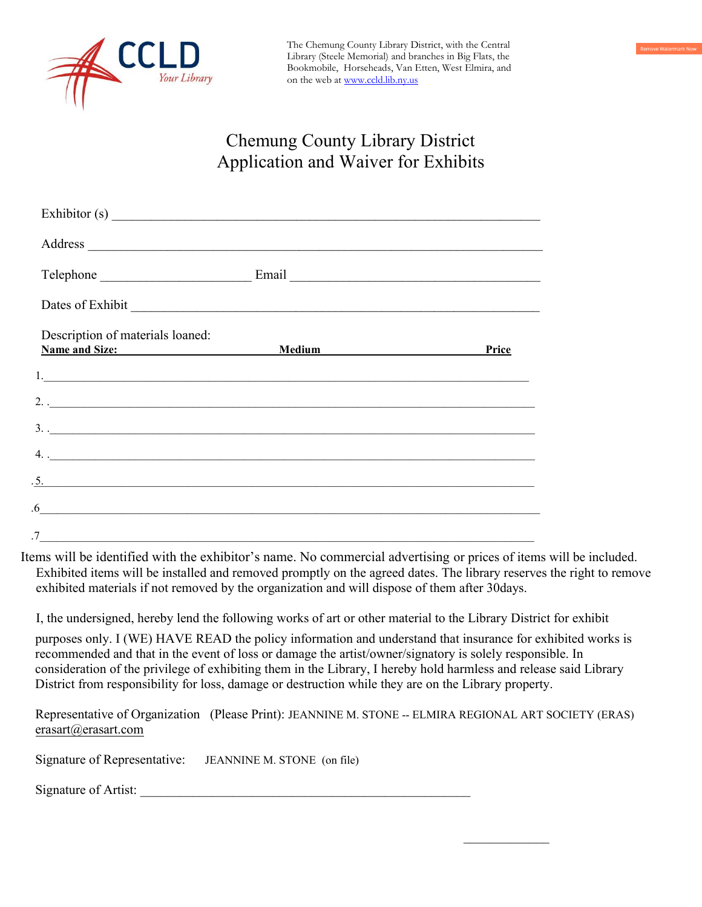CCLD
Your Library

The Chemung County Library District, with the Central Library (Steele Memorial) and branches in Big Flats, the Bookmobile, Horseheads, Van Etten, West Elmira, and on the web at [www.ccld.lib.ny.us](http://www.ccld.lib.ny.us)

# Chemung County Library District
# Application and Waiver for Exhibits

Exhibitor (s) ______________________________________________________________

Address ___________________________________________________________________

Telephone ______________________ Email _____________________________________

Dates of Exhibit ____________________________________________________________

Description of materials loaned:

**Name and Size:** **Medium** **Price**

1.___________________________________________________________________________

2. .__________________________________________________________________________

3. .__________________________________________________________________________

4. .__________________________________________________________________________

.5.___________________________________________________________________________

.6___________________________________________________________________________

.7___________________________________________________________________________

Items will be identified with the exhibitor's name. No commercial advertising or prices of items will be included. Exhibited items will be installed and removed promptly on the agreed dates. The library reserves the right to remove exhibited materials if not removed by the organization and will dispose of them after 30days.

I, the undersigned, hereby lend the following works of art or other material to the Library District for exhibit purposes only. I (WE) HAVE READ the policy information and understand that insurance for exhibited works is recommended and that in the event of loss or damage the artist/owner/signatory is solely responsible. In consideration of the privilege of exhibiting them in the Library, I hereby hold harmless and release said Library District from responsibility for loss, damage or destruction while they are on the Library property.

Representative of Organization (Please Print): JEANNINE M. STONE -- ELMIRA REGIONAL ART SOCIETY (ERAS) erasart@erasart.com

Signature of Representative: JEANNINE M. STONE (on file)

Signature of Artist: ________________________________________________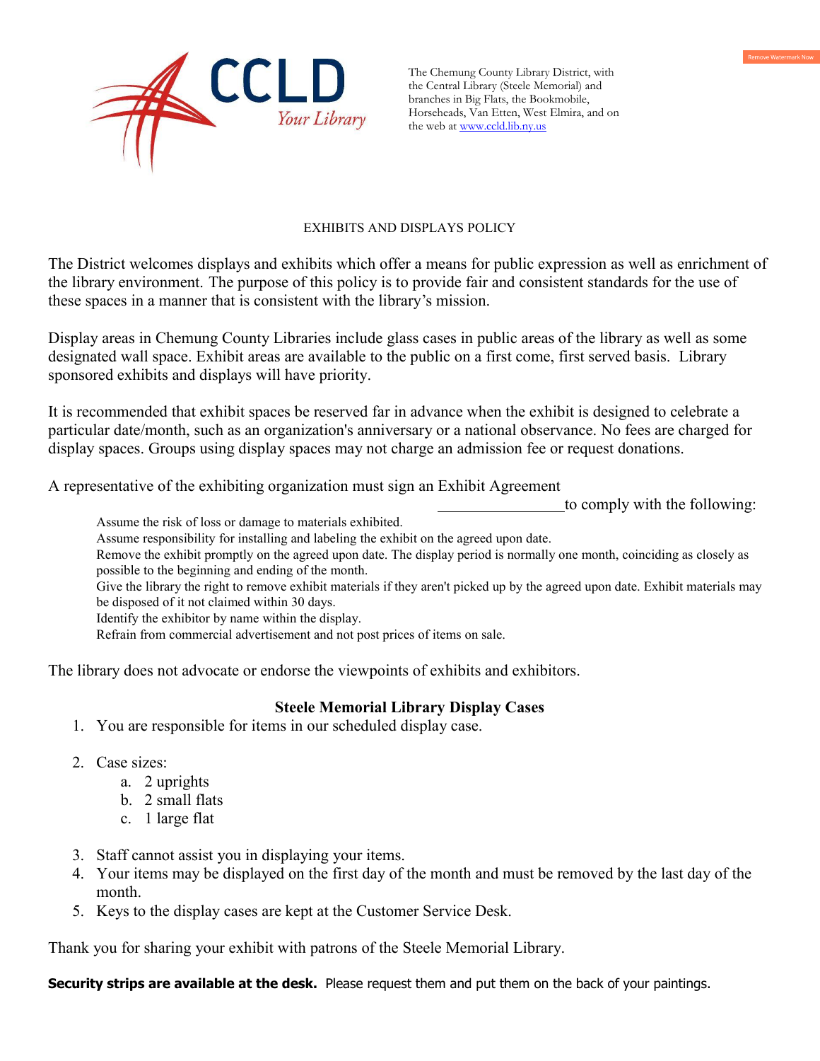CCLD Your Library

The Chemung County Library District, with the Central Library (Steele Memorial) and branches in Big Flats, the Bookmobile, Horseheads, Van Etten, West Elmira, and on the web at www.ccld.lib.ny.us

EXHIBITS AND DISPLAYS POLICY

The District welcomes displays and exhibits which offer a means for public expression as well as enrichment of the library environment. The purpose of this policy is to provide fair and consistent standards for the use of these spaces in a manner that is consistent with the library's mission.

Display areas in Chemung County Libraries include glass cases in public areas of the library as well as some designated wall space. Exhibit areas are available to the public on a first come, first served basis. Library sponsored exhibits and displays will have priority.

It is recommended that exhibit spaces be reserved far in advance when the exhibit is designed to celebrate a particular date/month, such as an organization's anniversary or a national observance. No fees are charged for display spaces. Groups using display spaces may not charge an admission fee or request donations.

A representative of the exhibiting organization must sign an Exhibit Agreement ________________to comply with the following:

Assume the risk of loss or damage to materials exhibited.
Assume responsibility for installing and labeling the exhibit on the agreed upon date.
Remove the exhibit promptly on the agreed upon date. The display period is normally one month, coinciding as closely as possible to the beginning and ending of the month.
Give the library the right to remove exhibit materials if they aren't picked up by the agreed upon date. Exhibit materials may be disposed of it not claimed within 30 days.
Identify the exhibitor by name within the display.
Refrain from commercial advertisement and not post prices of items on sale.

The library does not advocate or endorse the viewpoints of exhibits and exhibitors.

## Steele Memorial Library Display Cases

1. You are responsible for items in our scheduled display case.

2. Case sizes:
   a. 2 uprights
   b. 2 small flats
   c. 1 large flat

3. Staff cannot assist you in displaying your items.
4. Your items may be displayed on the first day of the month and must be removed by the last day of the month.
5. Keys to the display cases are kept at the Customer Service Desk.

Thank you for sharing your exhibit with patrons of the Steele Memorial Library.

**Security strips are available at the desk.** Please request them and put them on the back of your paintings.